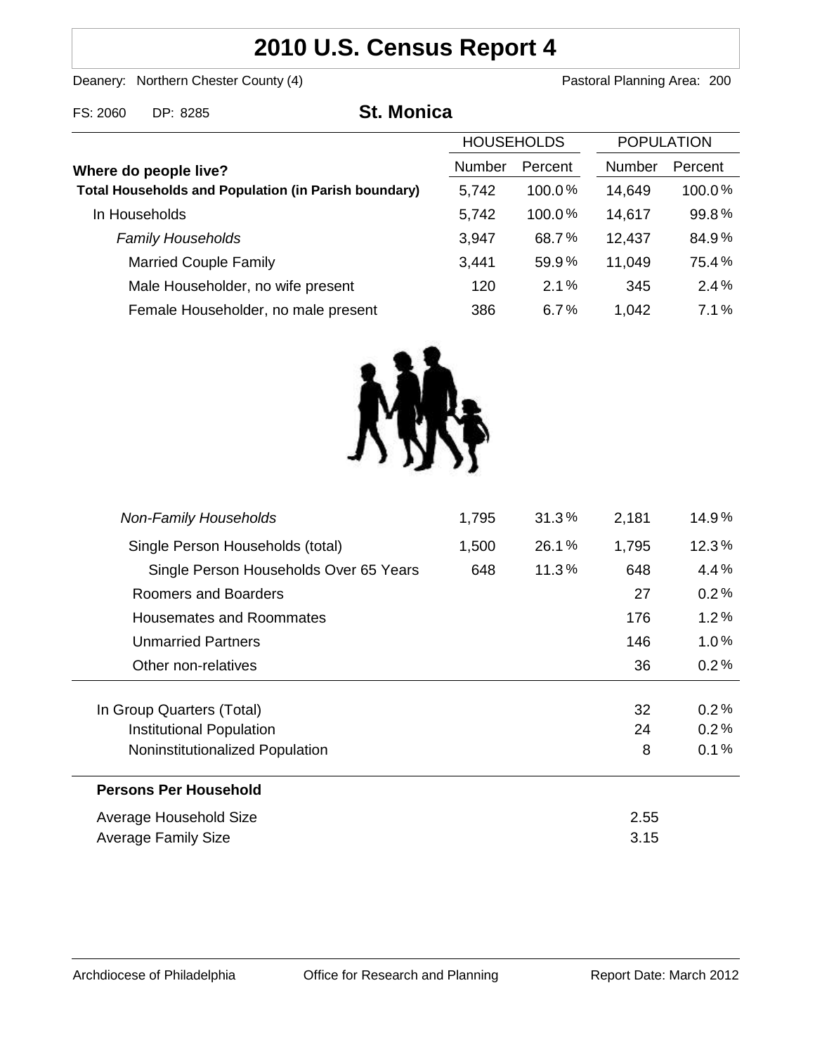# 2010 U.S. Census Report 4

Deanery: Northern Chester County (4) Pastoral Planning Area: 200

FS: 2060 DP: 8285

## St. Monica

| Where do people live? | HOUSEHOLDS Number | HOUSEHOLDS Percent | POPULATION Number | POPULATION Percent |
|---|---|---|---|---|
| **Total Households and Population (in Parish boundary)** | 5,742 | 100.0% | 14,649 | 100.0% |
| In Households | 5,742 | 100.0% | 14,617 | 99.8% |
| *Family Households* | 3,947 | 68.7% | 12,437 | 84.9% |
| Married Couple Family | 3,441 | 59.9% | 11,049 | 75.4% |
| Male Householder, no wife present | 120 | 2.1% | 345 | 2.4% |
| Female Householder, no male present | 386 | 6.7% | 1,042 | 7.1% |
| *Non-Family Households* | 1,795 | 31.3% | 2,181 | 14.9% |
| Single Person Households (total) | 1,500 | 26.1% | 1,795 | 12.3% |
| Single Person Households Over 65 Years | 648 | 11.3% | 648 | 4.4% |
| Roomers and Boarders | | | 27 | 0.2% |
| Housemates and Roommates | | | 176 | 1.2% |
| Unmarried Partners | | | 146 | 1.0% |
| Other non-relatives | | | 36 | 0.2% |
| In Group Quarters (Total) | | | 32 | 0.2% |
| Institutional Population | | | 24 | 0.2% |
| Noninstitutionalized Population | | | 8 | 0.1% |

**Persons Per Household**

| | |
|---|---|
| Average Household Size | 2.55 |
| Average Family Size | 3.15 |

Archdiocese of Philadelphia | Office for Research and Planning | Report Date: March 2012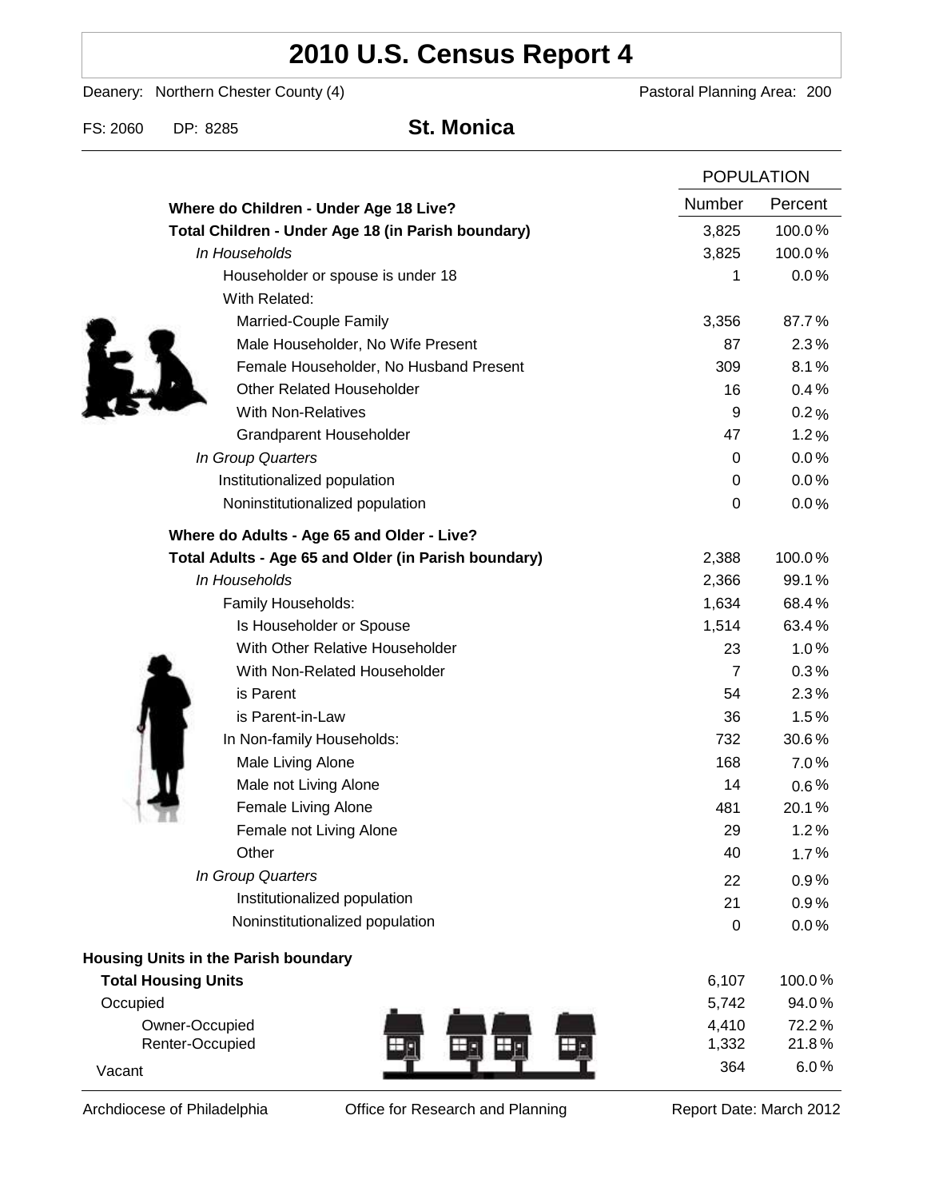# 2010 U.S. Census Report 4

Deanery: Northern Chester County (4) | Pastoral Planning Area: 200

FS: 2060 DP: 8285 **St. Monica**

| | POPULATION | |
|---|---|---|
| **Where do Children - Under Age 18 Live?** | Number | Percent |
| **Total Children - Under Age 18 (in Parish boundary)** | 3,825 | 100.0% |
| *In Households* | 3,825 | 100.0% |
| Householder or spouse is under 18 | 1 | 0.0% |
| With Related: | | |
| Married-Couple Family | 3,356 | 87.7% |
| Male Householder, No Wife Present | 87 | 2.3% |
| Female Householder, No Husband Present | 309 | 8.1% |
| Other Related Householder | 16 | 0.4% |
| With Non-Relatives | 9 | 0.2% |
| Grandparent Householder | 47 | 1.2% |
| *In Group Quarters* | 0 | 0.0% |
| Institutionalized population | 0 | 0.0% |
| Noninstitutionalized population | 0 | 0.0% |
| **Where do Adults - Age 65 and Older - Live?** | | |
| **Total Adults - Age 65 and Older (in Parish boundary)** | 2,388 | 100.0% |
| *In Households* | 2,366 | 99.1% |
| Family Households: | 1,634 | 68.4% |
| Is Householder or Spouse | 1,514 | 63.4% |
| With Other Relative Householder | 23 | 1.0% |
| With Non-Related Householder | 7 | 0.3% |
| is Parent | 54 | 2.3% |
| is Parent-in-Law | 36 | 1.5% |
| In Non-family Households: | 732 | 30.6% |
| Male Living Alone | 168 | 7.0% |
| Male not Living Alone | 14 | 0.6% |
| Female Living Alone | 481 | 20.1% |
| Female not Living Alone | 29 | 1.2% |
| Other | 40 | 1.7% |
| *In Group Quarters* | 22 | 0.9% |
| Institutionalized population | 21 | 0.9% |
| Noninstitutionalized population | 0 | 0.0% |
| **Housing Units in the Parish boundary** | | |
| **Total Housing Units** | 6,107 | 100.0% |
| Occupied | 5,742 | 94.0% |
| Owner-Occupied | 4,410 | 72.2% |
| Renter-Occupied | 1,332 | 21.8% |
| Vacant | 364 | 6.0% |

Archdiocese of Philadelphia | Office for Research and Planning | Report Date: March 2012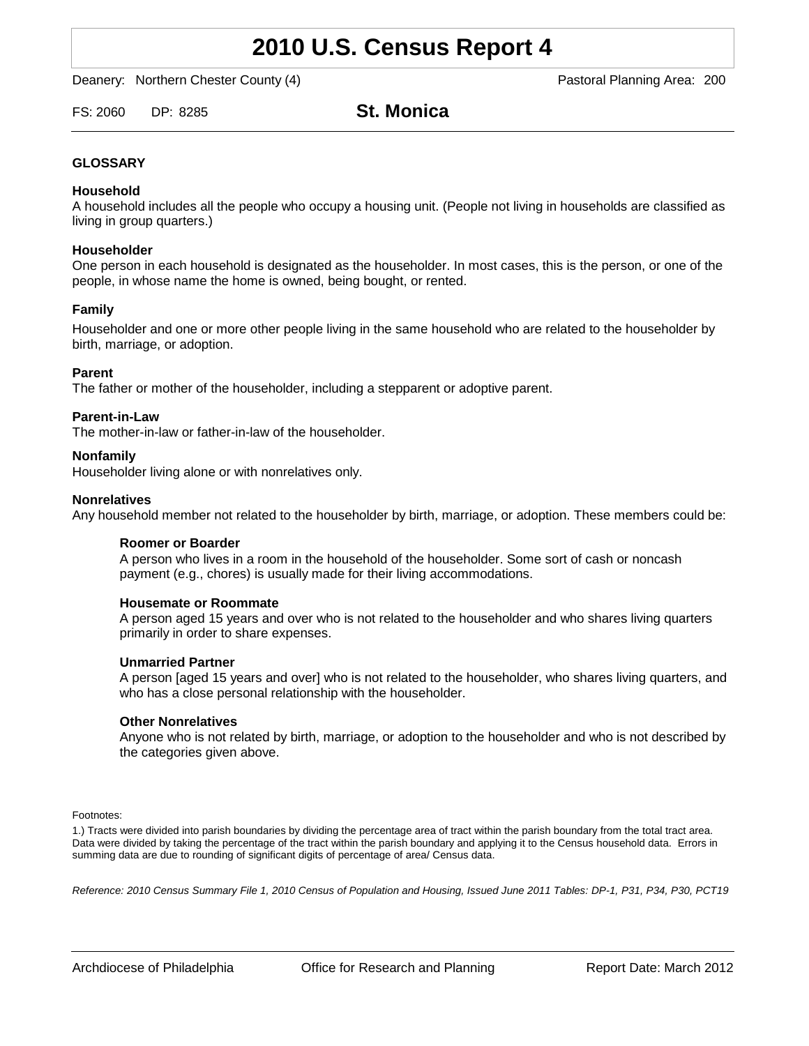# 2010 U.S. Census Report 4

Deanery: Northern Chester County (4) | Pastoral Planning Area: 200

FS: 2060 DP: 8285 **St. Monica**

## GLOSSARY

**Household**
A household includes all the people who occupy a housing unit. (People not living in households are classified as living in group quarters.)

**Householder**
One person in each household is designated as the householder. In most cases, this is the person, or one of the people, in whose name the home is owned, being bought, or rented.

**Family**
Householder and one or more other people living in the same household who are related to the householder by birth, marriage, or adoption.

**Parent**
The father or mother of the householder, including a stepparent or adoptive parent.

**Parent-in-Law**
The mother-in-law or father-in-law of the householder.

**Nonfamily**
Householder living alone or with nonrelatives only.

**Nonrelatives**
Any household member not related to the householder by birth, marriage, or adoption. These members could be:

> **Roomer or Boarder**
> A person who lives in a room in the household of the householder. Some sort of cash or noncash payment (e.g., chores) is usually made for their living accommodations.
>
> **Housemate or Roommate**
> A person aged 15 years and over who is not related to the householder and who shares living quarters primarily in order to share expenses.
>
> **Unmarried Partner**
> A person [aged 15 years and over] who is not related to the householder, who shares living quarters, and who has a close personal relationship with the householder.
>
> **Other Nonrelatives**
> Anyone who is not related by birth, marriage, or adoption to the householder and who is not described by the categories given above.

Footnotes:

1.) Tracts were divided into parish boundaries by dividing the percentage area of tract within the parish boundary from the total tract area. Data were divided by taking the percentage of the tract within the parish boundary and applying it to the Census household data. Errors in summing data are due to rounding of significant digits of percentage of area/ Census data.

*Reference: 2010 Census Summary File 1, 2010 Census of Population and Housing, Issued June 2011 Tables: DP-1, P31, P34, P30, PCT19*

Archdiocese of Philadelphia | Office for Research and Planning | Report Date: March 2012